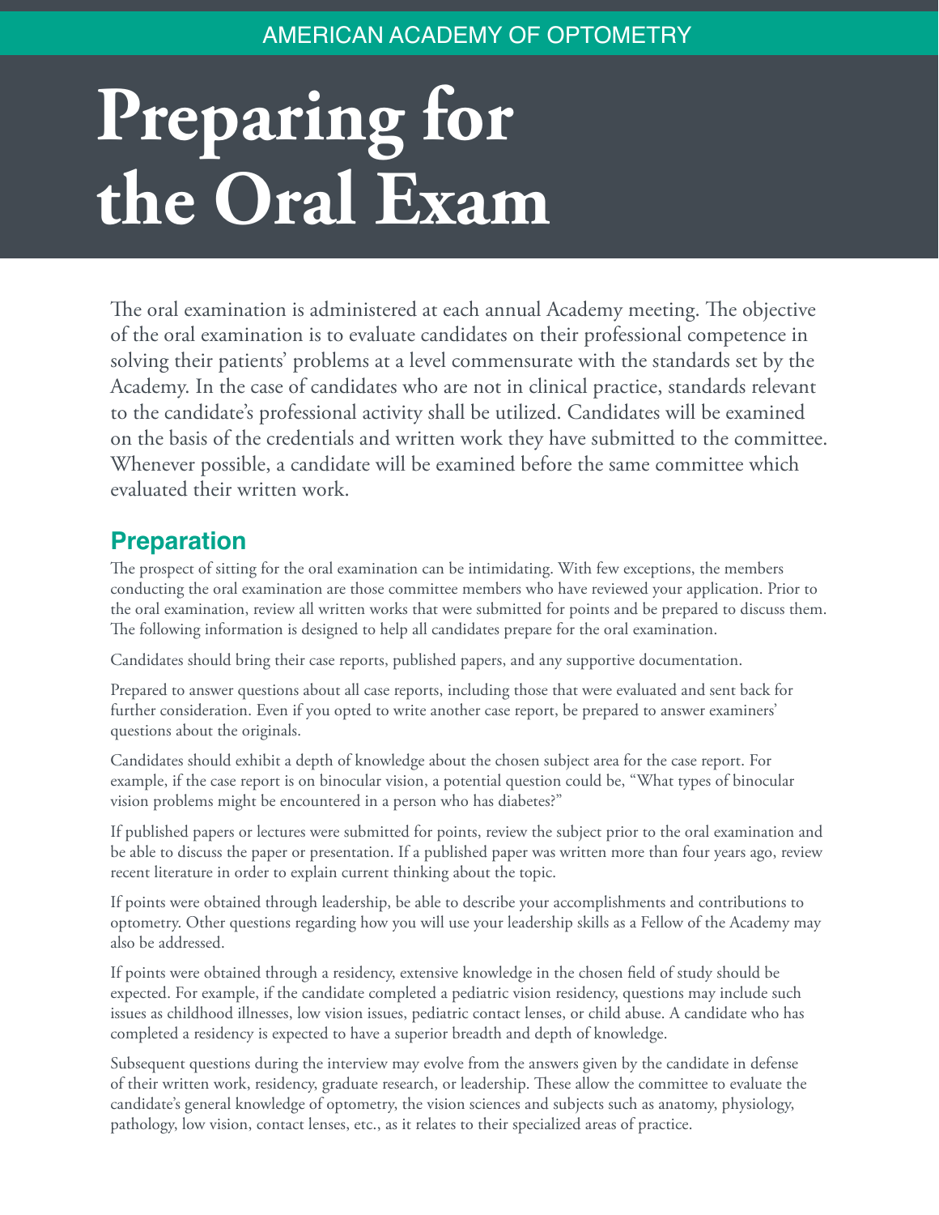AMERICAN ACADEMY OF OPTOMETRY

# Preparing for the Oral Exam

The oral examination is administered at each annual Academy meeting. The objective of the oral examination is to evaluate candidates on their professional competence in solving their patients' problems at a level commensurate with the standards set by the Academy. In the case of candidates who are not in clinical practice, standards relevant to the candidate's professional activity shall be utilized. Candidates will be examined on the basis of the credentials and written work they have submitted to the committee. Whenever possible, a candidate will be examined before the same committee which evaluated their written work.

## Preparation

The prospect of sitting for the oral examination can be intimidating. With few exceptions, the members conducting the oral examination are those committee members who have reviewed your application. Prior to the oral examination, review all written works that were submitted for points and be prepared to discuss them. The following information is designed to help all candidates prepare for the oral examination.

Candidates should bring their case reports, published papers, and any supportive documentation.

Prepared to answer questions about all case reports, including those that were evaluated and sent back for further consideration. Even if you opted to write another case report, be prepared to answer examiners' questions about the originals.

Candidates should exhibit a depth of knowledge about the chosen subject area for the case report. For example, if the case report is on binocular vision, a potential question could be, "What types of binocular vision problems might be encountered in a person who has diabetes?"

If published papers or lectures were submitted for points, review the subject prior to the oral examination and be able to discuss the paper or presentation. If a published paper was written more than four years ago, review recent literature in order to explain current thinking about the topic.

If points were obtained through leadership, be able to describe your accomplishments and contributions to optometry. Other questions regarding how you will use your leadership skills as a Fellow of the Academy may also be addressed.

If points were obtained through a residency, extensive knowledge in the chosen field of study should be expected. For example, if the candidate completed a pediatric vision residency, questions may include such issues as childhood illnesses, low vision issues, pediatric contact lenses, or child abuse. A candidate who has completed a residency is expected to have a superior breadth and depth of knowledge.

Subsequent questions during the interview may evolve from the answers given by the candidate in defense of their written work, residency, graduate research, or leadership. These allow the committee to evaluate the candidate's general knowledge of optometry, the vision sciences and subjects such as anatomy, physiology, pathology, low vision, contact lenses, etc., as it relates to their specialized areas of practice.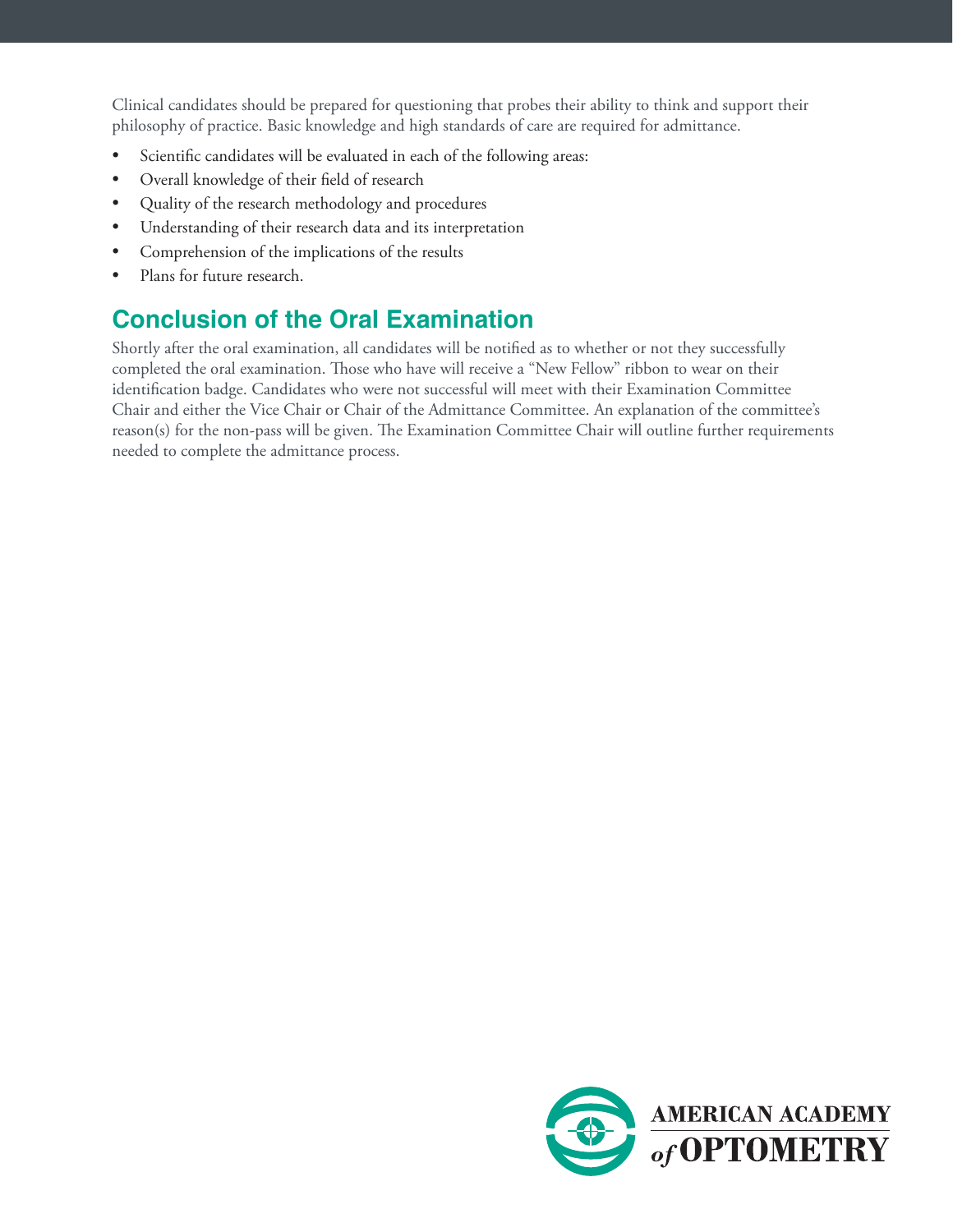Clinical candidates should be prepared for questioning that probes their ability to think and support their philosophy of practice. Basic knowledge and high standards of care are required for admittance.

- Scientific candidates will be evaluated in each of the following areas:
- Overall knowledge of their field of research
- Quality of the research methodology and procedures
- Understanding of their research data and its interpretation
- Comprehension of the implications of the results
- Plans for future research.

## Conclusion of the Oral Examination

Shortly after the oral examination, all candidates will be notified as to whether or not they successfully completed the oral examination. Those who have will receive a "New Fellow" ribbon to wear on their identification badge. Candidates who were not successful will meet with their Examination Committee Chair and either the Vice Chair or Chair of the Admittance Committee. An explanation of the committee's reason(s) for the non-pass will be given. The Examination Committee Chair will outline further requirements needed to complete the admittance process.